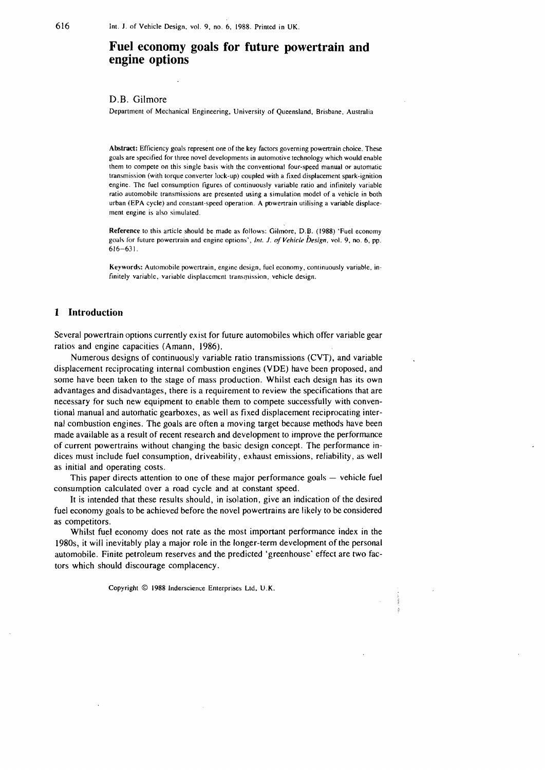# Fuel economy goals for future powertrain and engine options

D.B. Gilmore

Department of Mechanical Engineering, University of Queensland, Brisbane, Australia

**Abstract:** Efficiency goals represent one of the key factors governing powertrain choice. These goals are specified for three novel developments in automotive technology which would enable them to compete on this single basis with the conventional four-speed manual or automatic transmission (with torque converter lock-up) coupled with a fixed displacement spark-ignition engine. The fuel consumption figures of continuously variable ratio and infinitely variable ratio automobile transmissions are presented using a simulation model of a vehicle in both urban (EPA cycle) and constant-speed operation. A powertrain utilising a variable displacement engine is also simulated.

**Reference** to this article should be made as follows: Gilmore, D.B. (1988) 'Fuel economy goals for future powertrain and engine options', *Int. J. of Vehicle Design*, vol. 9, no. 6, pp. 616–631.

**Keywords:** Automobile powertrain, engine design, fuel economy, continuously variable, infinitely variable, variable displacement transmission, vehicle design.

## 1 Introduction

Several powertrain options currently exist for future automobiles which offer variable gear ratios and engine capacities (Amann, 1986).

Numerous designs of continuously variable ratio transmissions (CVT), and variable displacement reciprocating internal combustion engines (VDE) have been proposed, and some have been taken to the stage of mass production. Whilst each design has its own advantages and disadvantages, there is a requirement to review the specifications that are necessary for such new equipment to enable them to compete successfully with conventional manual and automatic gearboxes, as well as fixed displacement reciprocating internal combustion engines. The goals are often a moving target because methods have been made available as a result of recent research and development to improve the performance of current powertrains without changing the basic design concept. The performance indices must include fuel consumption, driveability, exhaust emissions, reliability, as well as initial and operating costs.

This paper directs attention to one of these major performance goals — vehicle fuel consumption calculated over a road cycle and at constant speed.

It is intended that these results should, in isolation, give an indication of the desired fuel economy goals to be achieved before the novel powertrains are likely to be considered as competitors.

Whilst fuel economy does not rate as the most important performance index in the 1980s, it will inevitably play a major role in the longer-term development of the personal automobile. Finite petroleum reserves and the predicted 'greenhouse' effect are two factors which should discourage complacency.

Copyright © 1988 Inderscience Enterprises Ltd, U.K.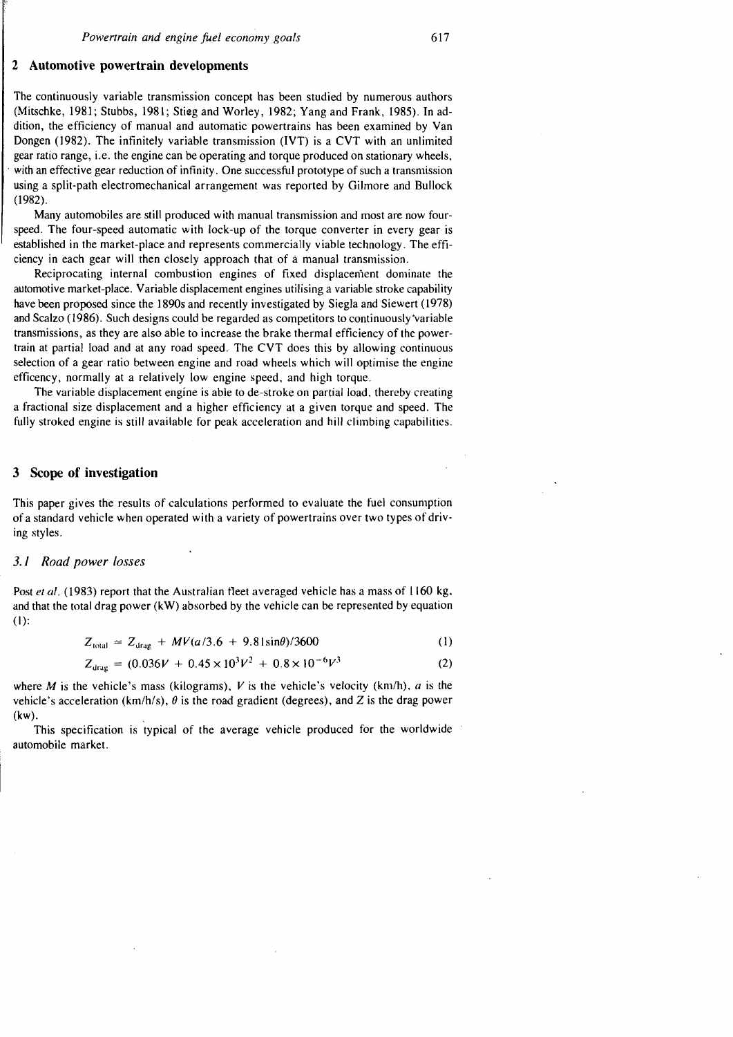## 2 Automotive powertrain developments

The continuously variable transmission concept has been studied by numerous authors (Mitschke, 1981; Stubbs, 1981; Stieg and Worley, 1982; Yang and Frank, 1985). In addition, the efficiency of manual and automatic powertrains has been examined by Van Dongen (1982). The infinitely variable transmission (IVT) is a CVT with an unlimited gear ratio range, i.e. the engine can be operating and torque produced on stationary wheels, with an effective gear reduction of infinity. One successful prototype of such a transmission using a split-path electromechanical arrangement was reported by Gilmore and Bullock (1982).

Many automobiles are still produced with manual transmission and most are now four-speed. The four-speed automatic with lock-up of the torque converter in every gear is established in the market-place and represents commercially viable technology. The efficiency in each gear will then closely approach that of a manual transmission.

Reciprocating internal combustion engines of fixed displacement dominate the automotive market-place. Variable displacement engines utilising a variable stroke capability have been proposed since the 1890s and recently investigated by Siegla and Siewert (1978) and Scalzo (1986). Such designs could be regarded as competitors to continuously variable transmissions, as they are also able to increase the brake thermal efficiency of the powertrain at partial load and at any road speed. The CVT does this by allowing continuous selection of a gear ratio between engine and road wheels which will optimise the engine efficency, normally at a relatively low engine speed, and high torque.

The variable displacement engine is able to de-stroke on partial load, thereby creating a fractional size displacement and a higher efficiency at a given torque and speed. The fully stroked engine is still available for peak acceleration and hill climbing capabilities.

## 3 Scope of investigation

This paper gives the results of calculations performed to evaluate the fuel consumption of a standard vehicle when operated with a variety of powertrains over two types of driving styles.

### 3.1 Road power losses

Post *et al.* (1983) report that the Australian fleet averaged vehicle has a mass of 1160 kg, and that the total drag power (kW) absorbed by the vehicle can be represented by equation (1):

$$Z_{\text{total}} = Z_{\text{drag}} + MV(a/3.6 + 9.81\sin\theta)/3600 \tag{1}$$

$$Z_{\text{drag}} = (0.036V + 0.45\times 10^{3}V^{2} + 0.8\times 10^{-6}V^{3} \tag{2}$$

where $M$ is the vehicle's mass (kilograms), $V$ is the vehicle's velocity (km/h), $a$ is the vehicle's acceleration (km/h/s), $\theta$ is the road gradient (degrees), and $Z$ is the drag power (kw).

This specification is typical of the average vehicle produced for the worldwide automobile market.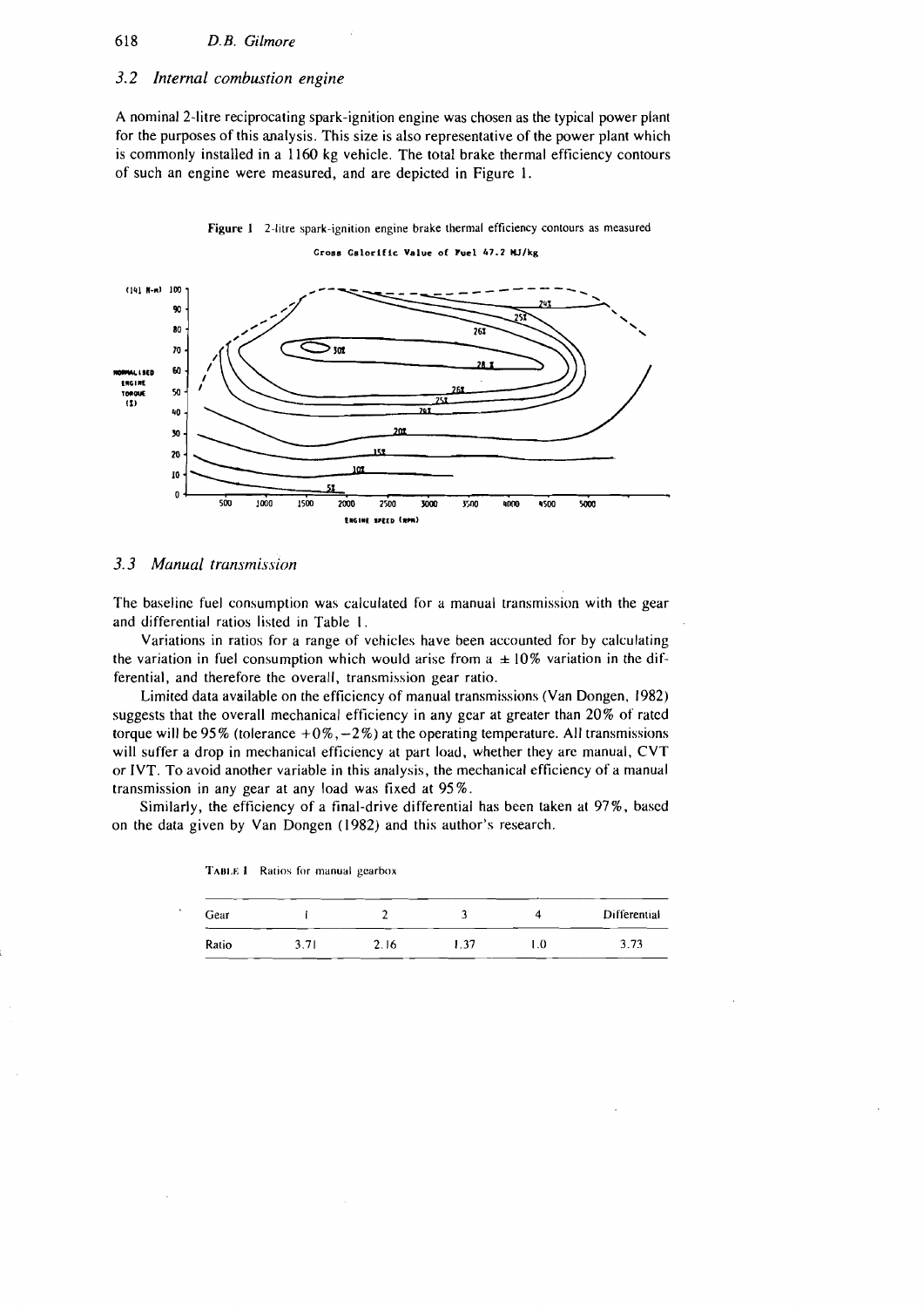### 3.2 Internal combustion engine

A nominal 2-litre reciprocating spark-ignition engine was chosen as the typical power plant for the purposes of this analysis. This size is also representative of the power plant which is commonly installed in a 1160 kg vehicle. The total brake thermal efficiency contours of such an engine were measured, and are depicted in Figure 1.

**Figure 1** 2-litre spark-ignition engine brake thermal efficiency contours as measured

### 3.3 Manual transmission

The baseline fuel consumption was calculated for a manual transmission with the gear and differential ratios listed in Table 1.

Variations in ratios for a range of vehicles have been accounted for by calculating the variation in fuel consumption which would arise from a ±10% variation in the differential, and therefore the overall, transmission gear ratio.

Limited data available on the efficiency of manual transmissions (Van Dongen, 1982) suggests that the overall mechanical efficiency in any gear at greater than 20% of rated torque will be 95% (tolerance +0%, −2%) at the operating temperature. All transmissions will suffer a drop in mechanical efficiency at part load, whether they are manual, CVT or IVT. To avoid another variable in this analysis, the mechanical efficiency of a manual transmission in any gear at any load was fixed at 95%.

Similarly, the efficiency of a final-drive differential has been taken at 97%, based on the data given by Van Dongen (1982) and this author's research.

**Table 1** Ratios for manual gearbox

| Gear | 1 | 2 | 3 | 4 | Differential |
|---|---|---|---|---|---|
| Ratio | 3.71 | 2.16 | 1.37 | 1.0 | 3.73 |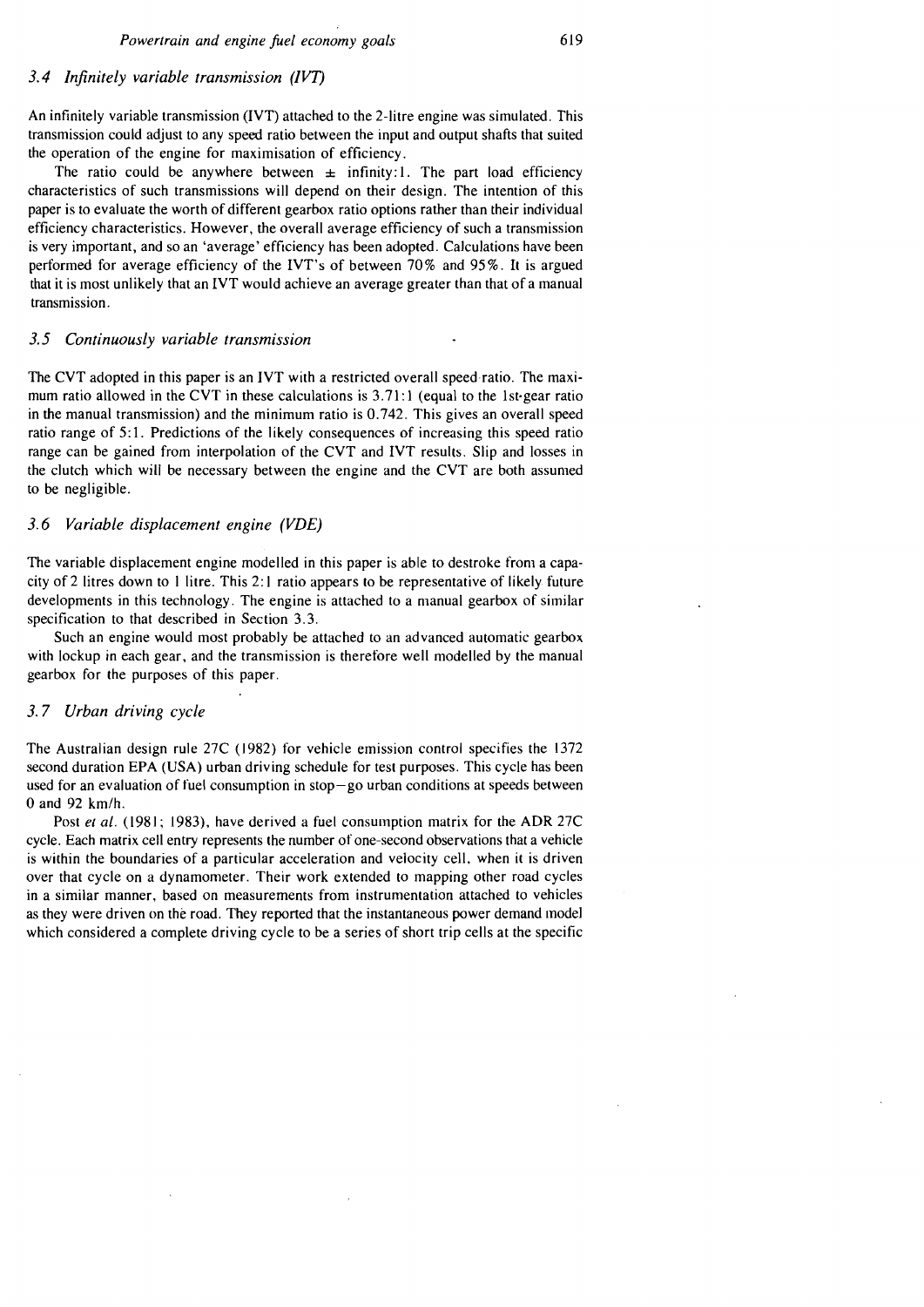### 3.4 *Infinitely variable transmission (IVT)*

An infinitely variable transmission (IVT) attached to the 2-litre engine was simulated. This transmission could adjust to any speed ratio between the input and output shafts that suited the operation of the engine for maximisation of efficiency.

The ratio could be anywhere between $\pm$ infinity:1. The part load efficiency characteristics of such transmissions will depend on their design. The intention of this paper is to evaluate the worth of different gearbox ratio options rather than their individual efficiency characteristics. However, the overall average efficiency of such a transmission is very important, and so an 'average' efficiency has been adopted. Calculations have been performed for average efficiency of the IVT's of between 70% and 95%. It is argued that it is most unlikely that an IVT would achieve an average greater than that of a manual transmission.

### 3.5 *Continuously variable transmission*

The CVT adopted in this paper is an IVT with a restricted overall speed ratio. The maximum ratio allowed in the CVT in these calculations is 3.71:1 (equal to the 1st-gear ratio in the manual transmission) and the minimum ratio is 0.742. This gives an overall speed ratio range of 5:1. Predictions of the likely consequences of increasing this speed ratio range can be gained from interpolation of the CVT and IVT results. Slip and losses in the clutch which will be necessary between the engine and the CVT are both assumed to be negligible.

### 3.6 *Variable displacement engine (VDE)*

The variable displacement engine modelled in this paper is able to destroke from a capacity of 2 litres down to 1 litre. This 2:1 ratio appears to be representative of likely future developments in this technology. The engine is attached to a manual gearbox of similar specification to that described in Section 3.3.

Such an engine would most probably be attached to an advanced automatic gearbox with lockup in each gear, and the transmission is therefore well modelled by the manual gearbox for the purposes of this paper.

### 3.7 *Urban driving cycle*

The Australian design rule 27C (1982) for vehicle emission control specifies the 1372 second duration EPA (USA) urban driving schedule for test purposes. This cycle has been used for an evaluation of fuel consumption in stop–go urban conditions at speeds between 0 and 92 km/h.

Post *et al.* (1981; 1983), have derived a fuel consumption matrix for the ADR 27C cycle. Each matrix cell entry represents the number of one-second observations that a vehicle is within the boundaries of a particular acceleration and velocity cell, when it is driven over that cycle on a dynamometer. Their work extended to mapping other road cycles in a similar manner, based on measurements from instrumentation attached to vehicles as they were driven on the road. They reported that the instantaneous power demand model which considered a complete driving cycle to be a series of short trip cells at the specific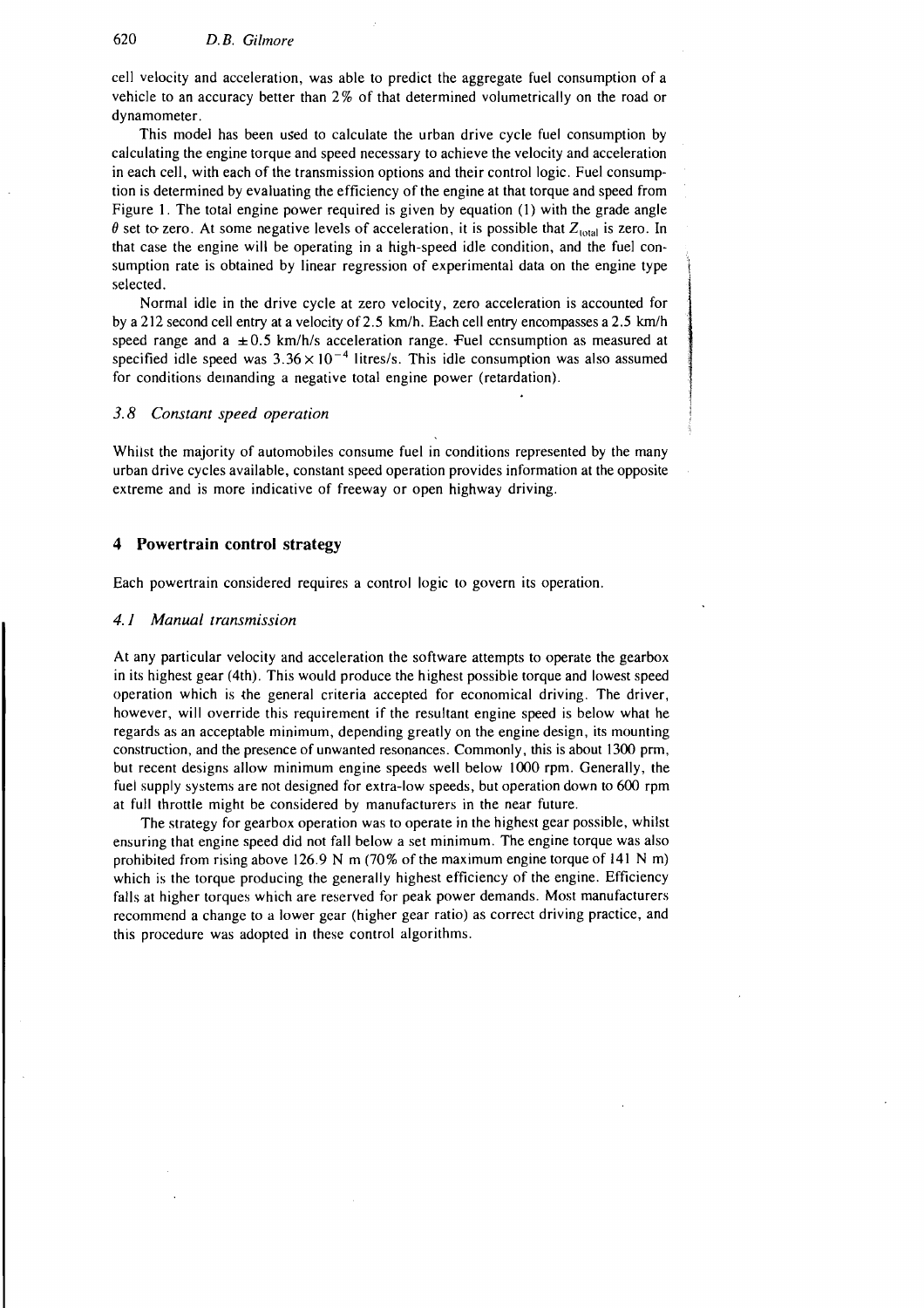cell velocity and acceleration, was able to predict the aggregate fuel consumption of a vehicle to an accuracy better than 2% of that determined volumetrically on the road or dynamometer.

This model has been used to calculate the urban drive cycle fuel consumption by calculating the engine torque and speed necessary to achieve the velocity and acceleration in each cell, with each of the transmission options and their control logic. Fuel consumption is determined by evaluating the efficiency of the engine at that torque and speed from Figure 1. The total engine power required is given by equation (1) with the grade angle $\theta$ set to zero. At some negative levels of acceleration, it is possible that $Z_{total}$ is zero. In that case the engine will be operating in a high-speed idle condition, and the fuel consumption rate is obtained by linear regression of experimental data on the engine type selected.

Normal idle in the drive cycle at zero velocity, zero acceleration is accounted for by a 212 second cell entry at a velocity of 2.5 km/h. Each cell entry encompasses a 2.5 km/h speed range and a $\pm 0.5$ km/h/s acceleration range. Fuel consumption as measured at specified idle speed was $3.36 \times 10^{-4}$ litres/s. This idle consumption was also assumed for conditions demanding a negative total engine power (retardation).

### *3.8 Constant speed operation*

Whilst the majority of automobiles consume fuel in conditions represented by the many urban drive cycles available, constant speed operation provides information at the opposite extreme and is more indicative of freeway or open highway driving.

## 4 Powertrain control strategy

Each powertrain considered requires a control logic to govern its operation.

### *4.1 Manual transmission*

At any particular velocity and acceleration the software attempts to operate the gearbox in its highest gear (4th). This would produce the highest possible torque and lowest speed operation which is the general criteria accepted for economical driving. The driver, however, will override this requirement if the resultant engine speed is below what he regards as an acceptable minimum, depending greatly on the engine design, its mounting construction, and the presence of unwanted resonances. Commonly, this is about 1300 prm, but recent designs allow minimum engine speeds well below 1000 rpm. Generally, the fuel supply systems are not designed for extra-low speeds, but operation down to 600 rpm at full throttle might be considered by manufacturers in the near future.

The strategy for gearbox operation was to operate in the highest gear possible, whilst ensuring that engine speed did not fall below a set minimum. The engine torque was also prohibited from rising above 126.9 N m (70% of the maximum engine torque of 141 N m) which is the torque producing the generally highest efficiency of the engine. Efficiency falls at higher torques which are reserved for peak power demands. Most manufacturers recommend a change to a lower gear (higher gear ratio) as correct driving practice, and this procedure was adopted in these control algorithms.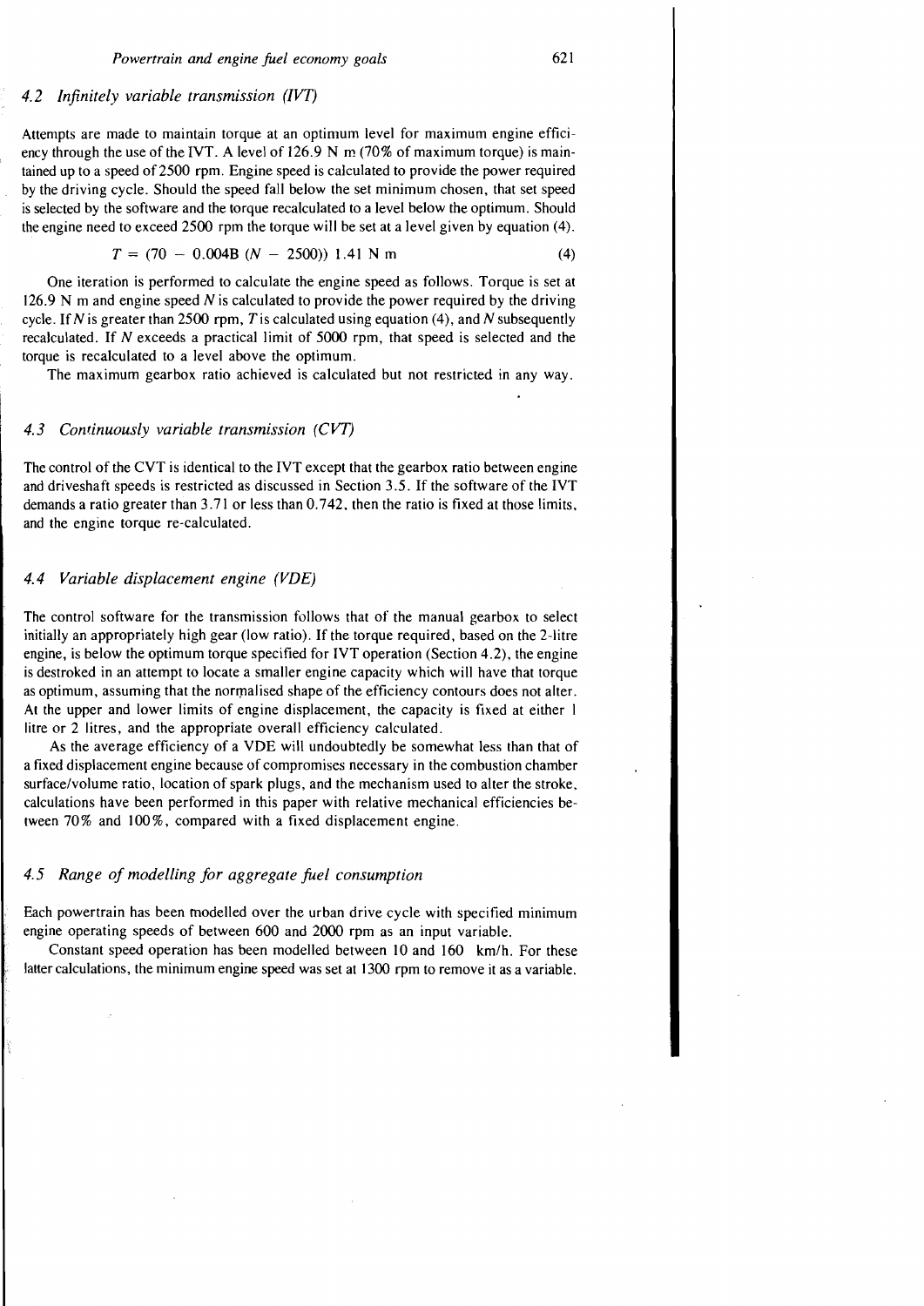### 4.2 *Infinitely variable transmission (IVT)*

Attempts are made to maintain torque at an optimum level for maximum engine efficiency through the use of the IVT. A level of 126.9 N m (70% of maximum torque) is maintained up to a speed of 2500 rpm. Engine speed is calculated to provide the power required by the driving cycle. Should the speed fall below the set minimum chosen, that set speed is selected by the software and the torque recalculated to a level below the optimum. Should the engine need to exceed 2500 rpm the torque will be set at a level given by equation (4).

$$T = (70 - 0.004B\ (N - 2500))\ 1.41\ \text{N m} \tag{4}$$

One iteration is performed to calculate the engine speed as follows. Torque is set at 126.9 N m and engine speed $N$ is calculated to provide the power required by the driving cycle. If $N$ is greater than 2500 rpm, $T$ is calculated using equation (4), and $N$ subsequently recalculated. If $N$ exceeds a practical limit of 5000 rpm, that speed is selected and the torque is recalculated to a level above the optimum.

The maximum gearbox ratio achieved is calculated but not restricted in any way.

### 4.3 *Continuously variable transmission (CVT)*

The control of the CVT is identical to the IVT except that the gearbox ratio between engine and driveshaft speeds is restricted as discussed in Section 3.5. If the software of the IVT demands a ratio greater than 3.71 or less than 0.742, then the ratio is fixed at those limits, and the engine torque re-calculated.

### 4.4 *Variable displacement engine (VDE)*

The control software for the transmission follows that of the manual gearbox to select initially an appropriately high gear (low ratio). If the torque required, based on the 2-litre engine, is below the optimum torque specified for IVT operation (Section 4.2), the engine is destroked in an attempt to locate a smaller engine capacity which will have that torque as optimum, assuming that the normalised shape of the efficiency contours does not alter. At the upper and lower limits of engine displacement, the capacity is fixed at either 1 litre or 2 litres, and the appropriate overall efficiency calculated.

As the average efficiency of a VDE will undoubtedly be somewhat less than that of a fixed displacement engine because of compromises necessary in the combustion chamber surface/volume ratio, location of spark plugs, and the mechanism used to alter the stroke, calculations have been performed in this paper with relative mechanical efficiencies between 70% and 100%, compared with a fixed displacement engine.

### 4.5 *Range of modelling for aggregate fuel consumption*

Each powertrain has been modelled over the urban drive cycle with specified minimum engine operating speeds of between 600 and 2000 rpm as an input variable.

Constant speed operation has been modelled between 10 and 160 km/h. For these latter calculations, the minimum engine speed was set at 1300 rpm to remove it as a variable.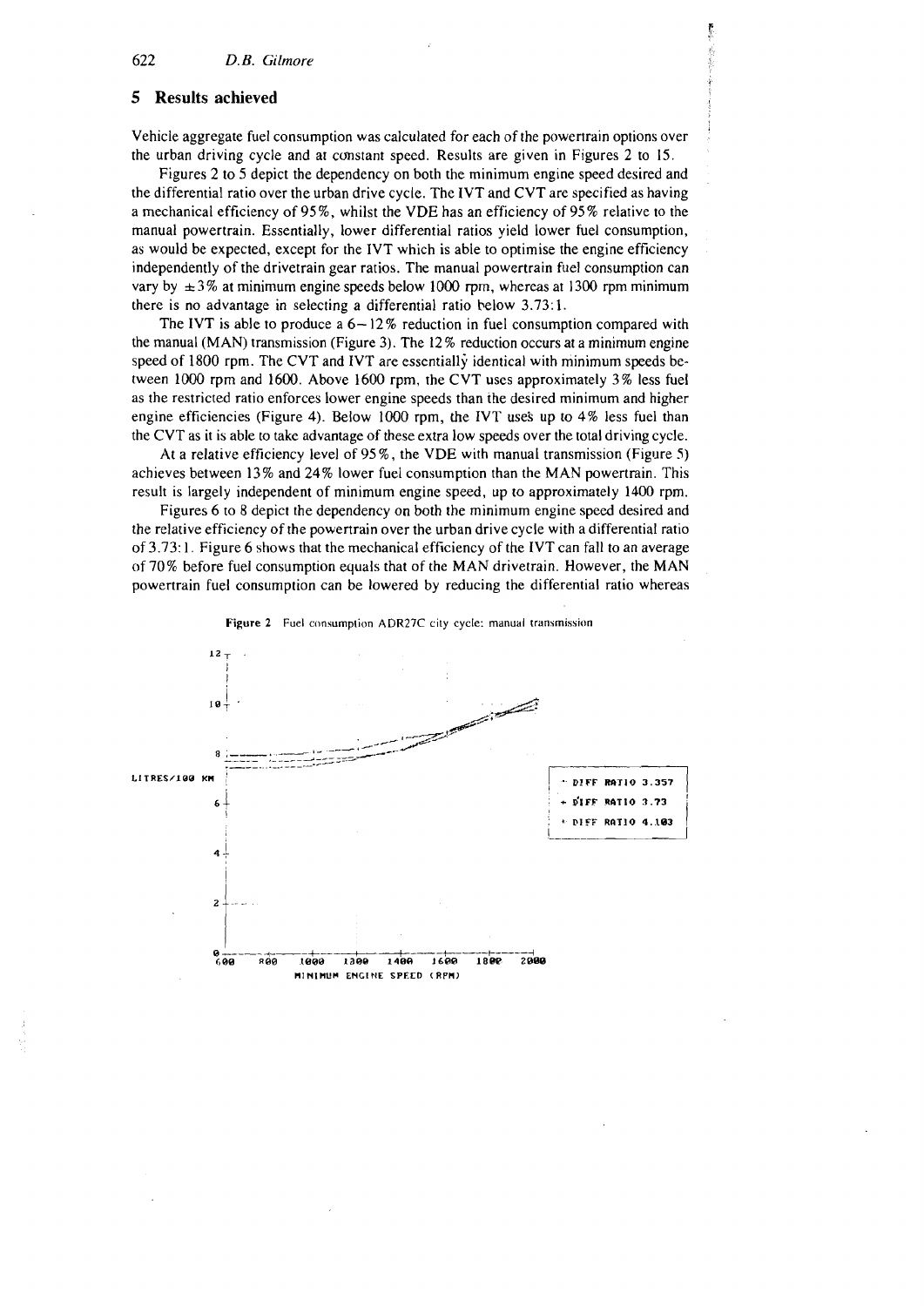## 5 Results achieved

Vehicle aggregate fuel consumption was calculated for each of the powertrain options over the urban driving cycle and at constant speed. Results are given in Figures 2 to 15.

Figures 2 to 5 depict the dependency on both the minimum engine speed desired and the differential ratio over the urban drive cycle. The IVT and CVT are specified as having a mechanical efficiency of 95%, whilst the VDE has an efficiency of 95% relative to the manual powertrain. Essentially, lower differential ratios yield lower fuel consumption, as would be expected, except for the IVT which is able to optimise the engine efficiency independently of the drivetrain gear ratios. The manual powertrain fuel consumption can vary by ±3% at minimum engine speeds below 1000 rpm, whereas at 1300 rpm minimum there is no advantage in selecting a differential ratio below 3.73:1.

The IVT is able to produce a 6–12% reduction in fuel consumption compared with the manual (MAN) transmission (Figure 3). The 12% reduction occurs at a minimum engine speed of 1800 rpm. The CVT and IVT are essentially identical with minimum speeds between 1000 rpm and 1600. Above 1600 rpm, the CVT uses approximately 3% less fuel as the restricted ratio enforces lower engine speeds than the desired minimum and higher engine efficiencies (Figure 4). Below 1000 rpm, the IVT uses up to 4% less fuel than the CVT as it is able to take advantage of these extra low speeds over the total driving cycle.

At a relative efficiency level of 95%, the VDE with manual transmission (Figure 5) achieves between 13% and 24% lower fuel consumption than the MAN powertrain. This result is largely independent of minimum engine speed, up to approximately 1400 rpm.

Figures 6 to 8 depict the dependency on both the minimum engine speed desired and the relative efficiency of the powertrain over the urban drive cycle with a differential ratio of 3.73:1. Figure 6 shows that the mechanical efficiency of the IVT can fall to an average of 70% before fuel consumption equals that of the MAN drivetrain. However, the MAN powertrain fuel consumption can be lowered by reducing the differential ratio whereas

**Figure 2** Fuel consumption ADR27C city cycle: manual transmission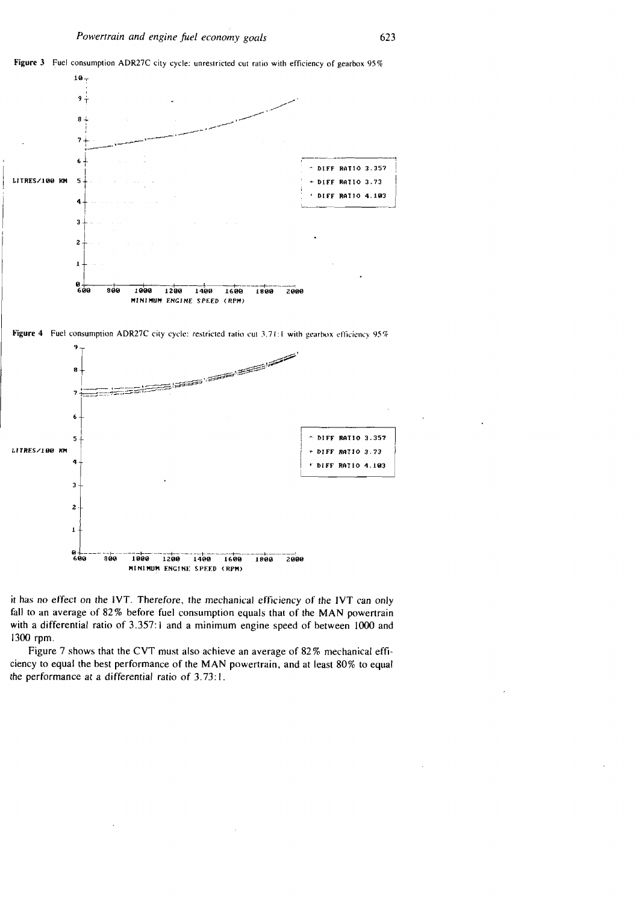**Figure 3** Fuel consumption ADR27C city cycle: unrestricted cut ratio with efficiency of gearbox 95%

**Figure 4** Fuel consumption ADR27C city cycle: restricted ratio cut 3.71:1 with gearbox efficiency 95%

it has no effect on the IVT. Therefore, the mechanical efficiency of the IVT can only fall to an average of 82% before fuel consumption equals that of the MAN powertrain with a differential ratio of 3.357:1 and a minimum engine speed of between 1000 and 1300 rpm.

Figure 7 shows that the CVT must also achieve an average of 82% mechanical efficiency to equal the best performance of the MAN powertrain, and at least 80% to equal the performance at a differential ratio of 3.73:1.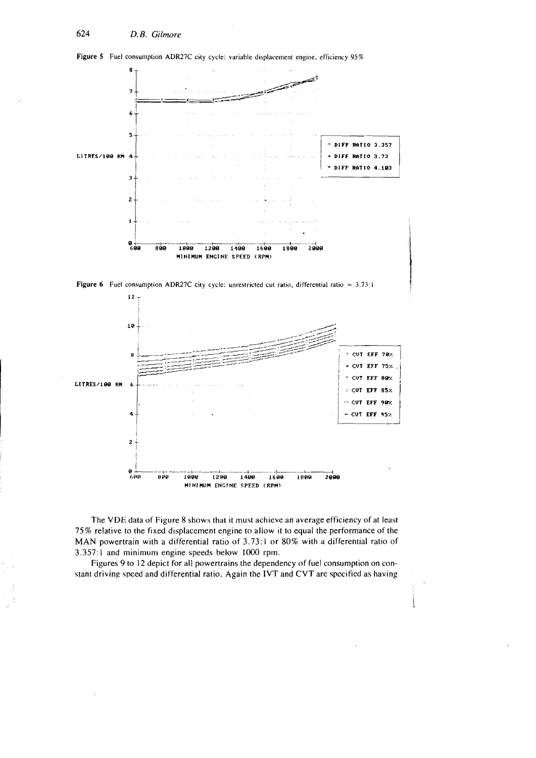**Figure 5** Fuel consumption ADR27C city cycle: variable displacement engine, efficiency 95%

**Figure 6** Fuel consumption ADR27C city cycle: unrestricted cut ratio, differential ratio = 3.73:1

The VDE data of Figure 8 shows that it must achieve an average efficiency of at least 75% relative to the fixed displacement engine to allow it to equal the performance of the MAN powertrain with a differential ratio of 3.73:1 or 80% with a differential ratio of 3.357:1 and minimum engine speeds below 1000 rpm.

Figures 9 to 12 depict for all powertrains the dependency of fuel consumption on constant driving speed and differential ratio. Again the IVT and CVT are specified as having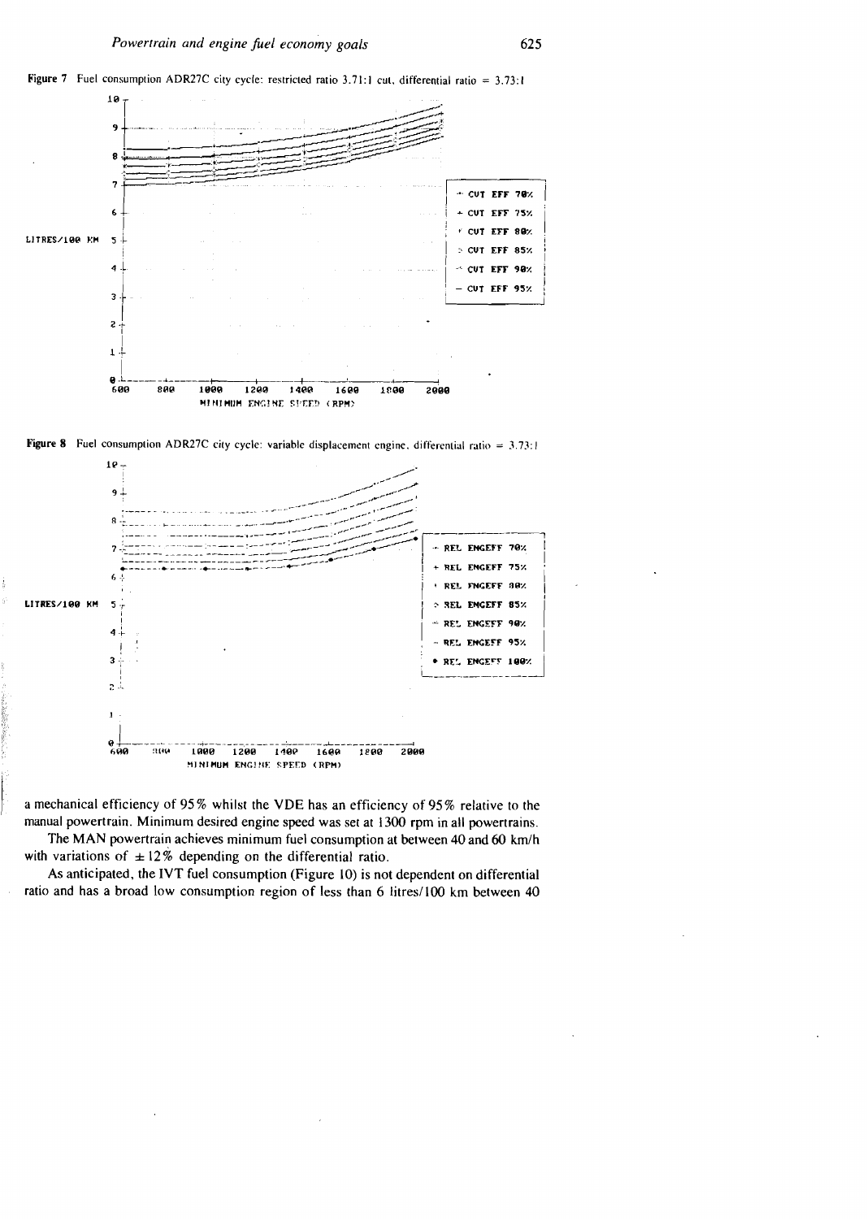**Figure 7** Fuel consumption ADR27C city cycle: restricted ratio 3.71:1 cut, differential ratio = 3.73:1

**Figure 8** Fuel consumption ADR27C city cycle: variable displacement engine, differential ratio = 3.73:1

a mechanical efficiency of 95% whilst the VDE has an efficiency of 95% relative to the manual powertrain. Minimum desired engine speed was set at 1300 rpm in all powertrains.

The MAN powertrain achieves minimum fuel consumption at between 40 and 60 km/h with variations of ±12% depending on the differential ratio.

As anticipated, the IVT fuel consumption (Figure 10) is not dependent on differential ratio and has a broad low consumption region of less than 6 litres/100 km between 40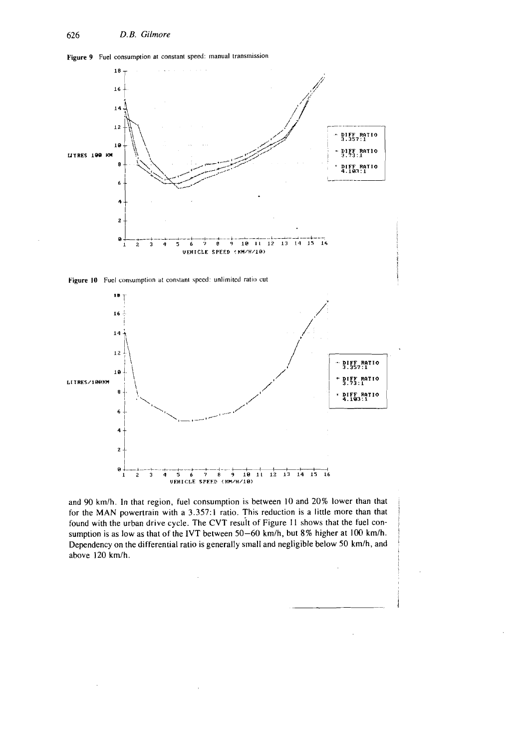Figure 9 Fuel consumption at constant speed: manual transmission

Figure 10 Fuel consumption at constant speed: unlimited ratio cut

and 90 km/h. In that region, fuel consumption is between 10 and 20% lower than that for the MAN powertrain with a 3.357:1 ratio. This reduction is a little more than that found with the urban drive cycle. The CVT result of Figure 11 shows that the fuel consumption is as low as that of the IVT between 50–60 km/h, but 8% higher at 100 km/h. Dependency on the differential ratio is generally small and negligible below 50 km/h, and above 120 km/h.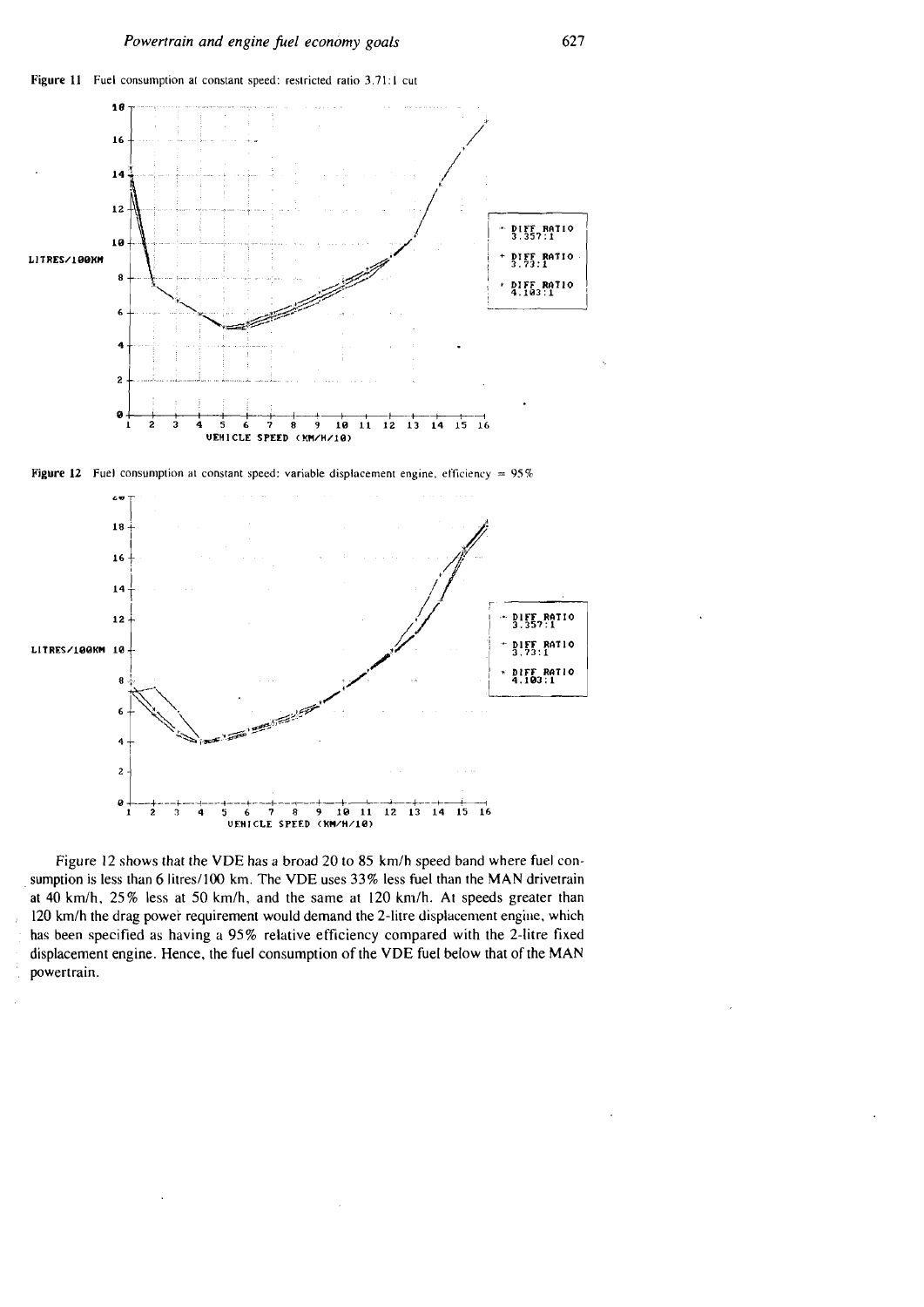**Figure 11** Fuel consumption at constant speed: restricted ratio 3.71:1 cut

**Figure 12** Fuel consumption at constant speed: variable displacement engine, efficiency = 95%

Figure 12 shows that the VDE has a broad 20 to 85 km/h speed band where fuel consumption is less than 6 litres/100 km. The VDE uses 33% less fuel than the MAN drivetrain at 40 km/h, 25% less at 50 km/h, and the same at 120 km/h. At speeds greater than 120 km/h the drag power requirement would demand the 2-litre displacement engine, which has been specified as having a 95% relative efficiency compared with the 2-litre fixed displacement engine. Hence, the fuel consumption of the VDE fuel below that of the MAN powertrain.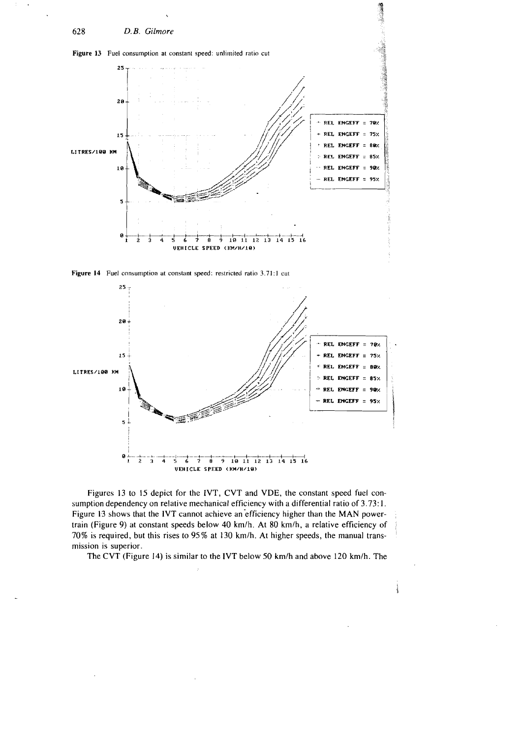**Figure 13** Fuel consumption at constant speed: unlimited ratio cut

**Figure 14** Fuel consumption at constant speed: restricted ratio 3.71:1 cut

Figures 13 to 15 depict for the IVT, CVT and VDE, the constant speed fuel consumption dependency on relative mechanical efficiency with a differential ratio of 3.73:1. Figure 13 shows that the IVT cannot achieve an efficiency higher than the MAN powertrain (Figure 9) at constant speeds below 40 km/h. At 80 km/h, a relative efficiency of 70% is required, but this rises to 95% at 130 km/h. At higher speeds, the manual transmission is superior.

The CVT (Figure 14) is similar to the IVT below 50 km/h and above 120 km/h. The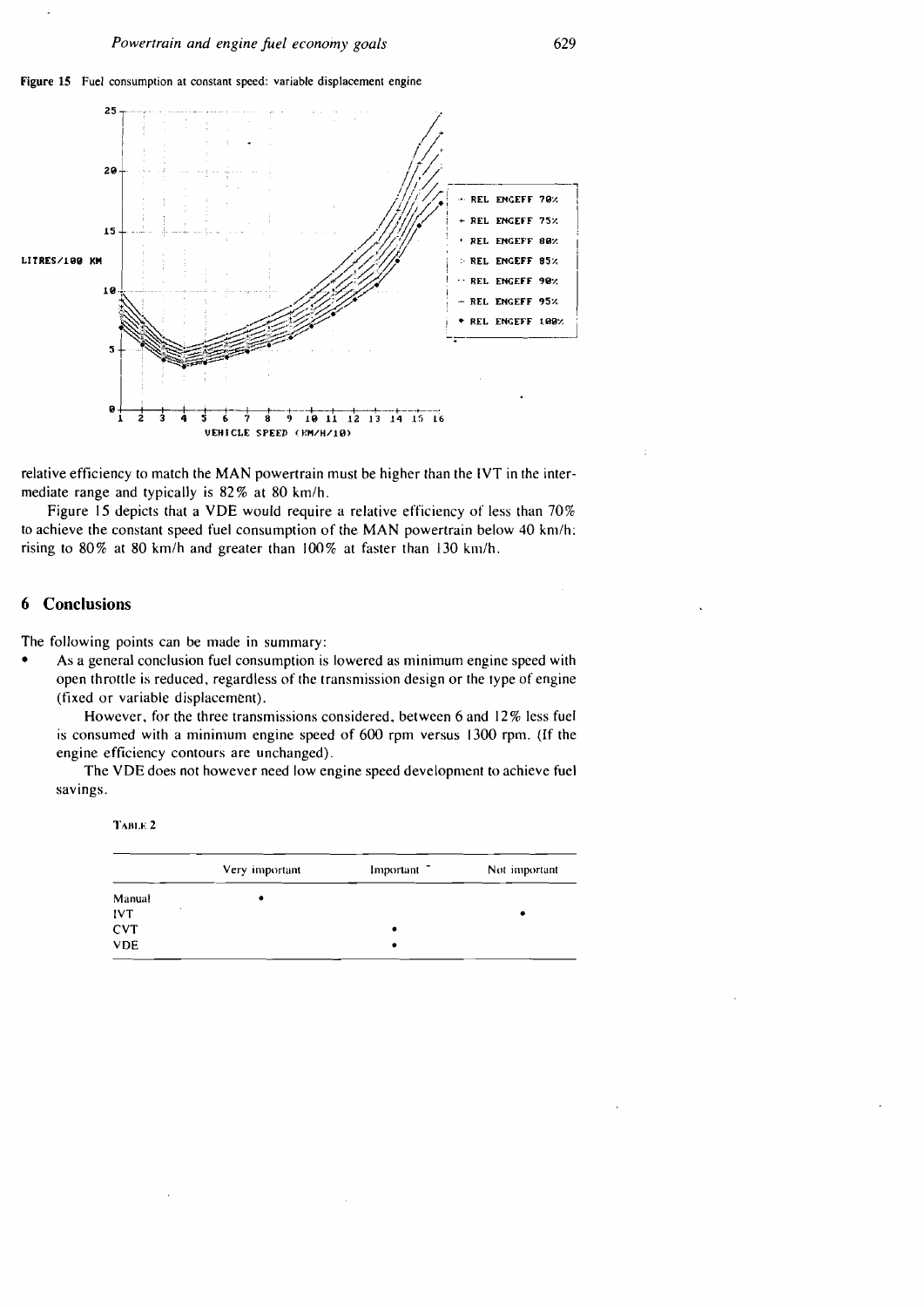**Figure 15** Fuel consumption at constant speed: variable displacement engine

relative efficiency to match the MAN powertrain must be higher than the IVT in the intermediate range and typically is 82% at 80 km/h.

Figure 15 depicts that a VDE would require a relative efficiency of less than 70% to achieve the constant speed fuel consumption of the MAN powertrain below 40 km/h; rising to 80% at 80 km/h and greater than 100% at faster than 130 km/h.

## 6 Conclusions

The following points can be made in summary:

- As a general conclusion fuel consumption is lowered as minimum engine speed with open throttle is reduced, regardless of the transmission design or the type of engine (fixed or variable displacement).

  However, for the three transmissions considered, between 6 and 12% less fuel is consumed with a minimum engine speed of 600 rpm versus 1300 rpm. (If the engine efficiency contours are unchanged).

  The VDE does not however need low engine speed development to achieve fuel savings.

TABLE 2

| | Very important | Important | Not important |
|---|---|---|---|
| Manual | • | | |
| IVT | | | • |
| CVT | | • | |
| VDE | | • | |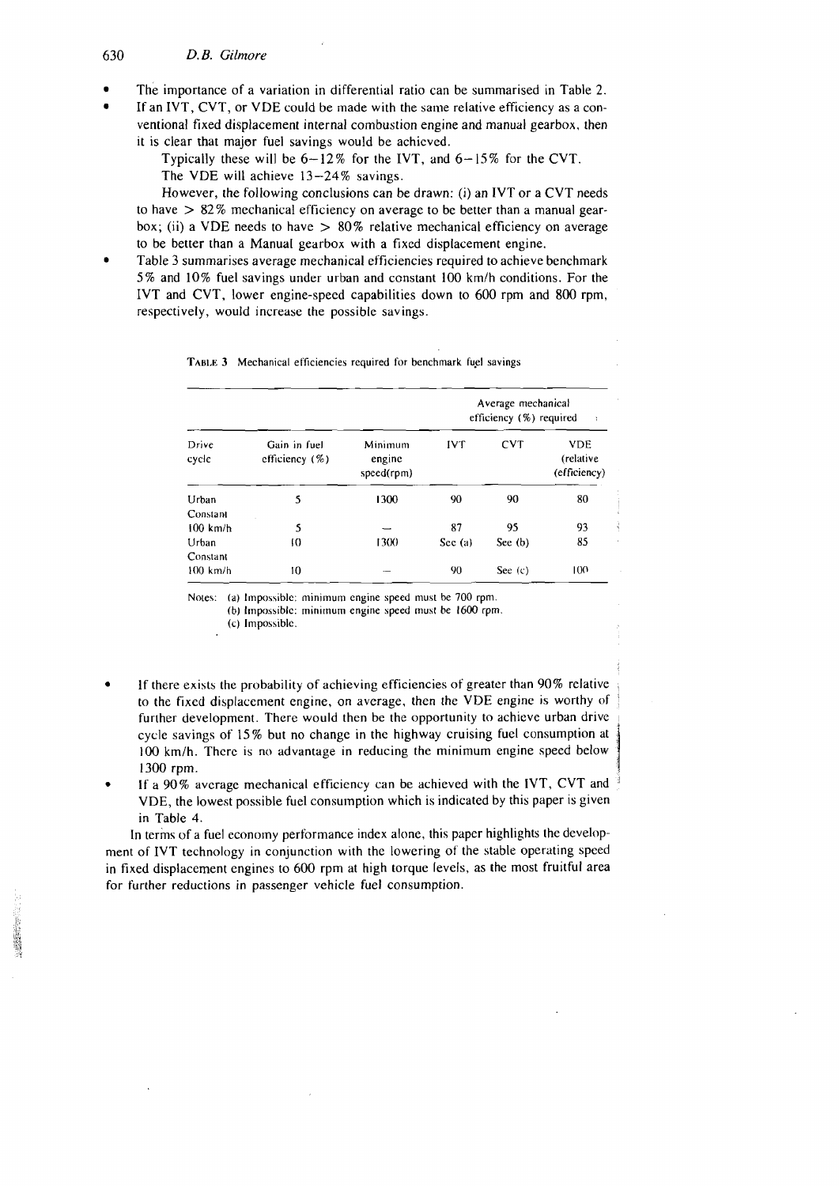- The importance of a variation in differential ratio can be summarised in Table 2.
- If an IVT, CVT, or VDE could be made with the same relative efficiency as a conventional fixed displacement internal combustion engine and manual gearbox, then it is clear that major fuel savings would be achieved.

  Typically these will be 6–12% for the IVT, and 6–15% for the CVT.

  The VDE will achieve 13–24% savings.

  However, the following conclusions can be drawn: (i) an IVT or a CVT needs to have > 82% mechanical efficiency on average to be better than a manual gearbox; (ii) a VDE needs to have > 80% relative mechanical efficiency on average to be better than a Manual gearbox with a fixed displacement engine.
- Table 3 summarises average mechanical efficiencies required to achieve benchmark 5% and 10% fuel savings under urban and constant 100 km/h conditions. For the IVT and CVT, lower engine-speed capabilities down to 600 rpm and 800 rpm, respectively, would increase the possible savings.

TABLE 3 Mechanical efficiencies required for benchmark fuel savings

| Drive cycle | Gain in fuel efficiency (%) | Minimum engine speed(rpm) | Average mechanical efficiency (%) required | | |
|---|---|---|---|---|---|
| | | | IVT | CVT | VDE (relative efficiency) |
| Urban | 5 | 1300 | 90 | 90 | 80 |
| Constant 100 km/h | 5 | — | 87 | 95 | 93 |
| Urban | 10 | 1300 | See (a) | See (b) | 85 |
| Constant 100 km/h | 10 | — | 90 | See (c) | 100 |

Notes: (a) Impossible: minimum engine speed must be 700 rpm.
(b) Impossible: minimum engine speed must be 1600 rpm.
(c) Impossible.

- If there exists the probability of achieving efficiencies of greater than 90% relative to the fixed displacement engine, on average, then the VDE engine is worthy of further development. There would then be the opportunity to achieve urban drive cycle savings of 15% but no change in the highway cruising fuel consumption at 100 km/h. There is no advantage in reducing the minimum engine speed below 1300 rpm.
- If a 90% average mechanical efficiency can be achieved with the IVT, CVT and VDE, the lowest possible fuel consumption which is indicated by this paper is given in Table 4.

In terms of a fuel economy performance index alone, this paper highlights the development of IVT technology in conjunction with the lowering of the stable operating speed in fixed displacement engines to 600 rpm at high torque levels, as the most fruitful area for further reductions in passenger vehicle fuel consumption.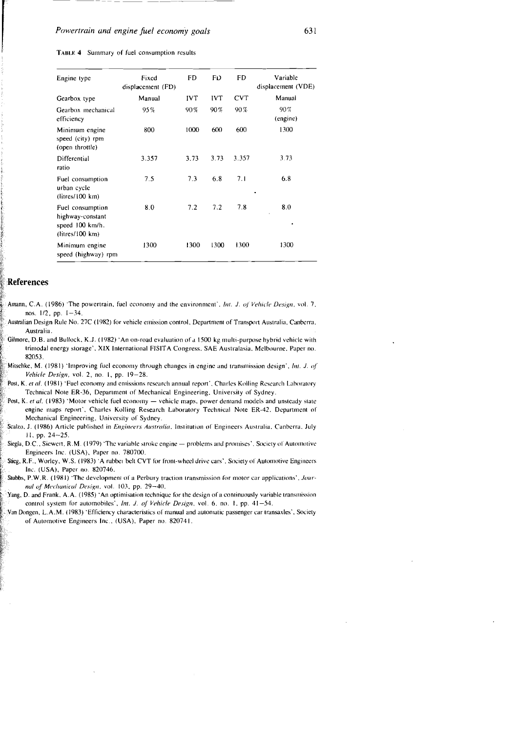**Table 4** Summary of fuel consumption results

| Engine type | Fixed displacement (FD) | FD | FD | FD | Variable displacement (VDE) |
| --- | --- | --- | --- | --- | --- |
| Gearbox type | Manual | IVT | IVT | CVT | Manual |
| Gearbox mechanical efficiency | 95% | 90% | 90% | 90% | 90% (engine) |
| Minimum engine speed (city) rpm (open throttle) | 800 | 1000 | 600 | 600 | 1300 |
| Differential ratio | 3.357 | 3.73 | 3.73 | 3.357 | 3.73 |
| Fuel consumption urban cycle (litres/100 km) | 7.5 | 7.3 | 6.8 | 7.1 | 6.8 |
| Fuel consumption highway-constant speed 100 km/h. (litres/100 km) | 8.0 | 7.2 | 7.2 | 7.8 | 8.0 |
| Minimum engine speed (highway) rpm | 1300 | 1300 | 1300 | 1300 | 1300 |

## References

Amann, C.A. (1986) 'The powertrain, fuel economy and the environment', *Int. J. of Vehicle Design*, vol. 7, nos. 1/2, pp. 1–34.

Australian Design Rule No. 27C (1982) for vehicle emission control, Department of Transport Australia, Canberra, Australia.

Gilmore, D.B. and Bullock, K.J. (1982) 'An on-road evaluation of a 1500 kg multi-purpose hybrid vehicle with trimodal energy storage', XIX International FISITA Congress, SAE Australasia, Melbourne, Paper no. 82053.

Mitschke, M. (1981) 'Improving fuel economy through changes in engine and transmission design', *Int. J. of Vehicle Design*, vol. 2, no. 1, pp. 19–28.

Post, K. *et al.* (1981) 'Fuel economy and emissions research annual report', Charles Kolling Research Laboratory Technical Note ER-36, Department of Mechanical Engineering, University of Sydney.

Post, K. *et al.* (1983) 'Motor vehicle fuel economy — vehicle maps, power demand models and unsteady state engine maps report', Charles Kolling Research Laboratory Technical Note ER-42, Department of Mechanical Engineering, University of Sydney.

Scalzo, J. (1986) Article published in *Engineers Australia*, Institution of Engineers Australia, Canberra, July 11, pp. 24–25.

Siegla, D.C., Siewert, R.M. (1979) 'The variable stroke engine — problems and promises', Society of Automotive Engineers Inc. (USA), Paper no. 780700.

Stieg, R.F., Worley, W.S. (1983) 'A rubber belt CVT for front-wheel drive cars', Society of Automotive Engineers Inc. (USA), Paper no. 820746.

Stubbs, P.W.R. (1981) 'The development of a Perbury traction transmission for motor car applications', *Journal of Mechanical Design*, vol. 103, pp. 29–40.

Yang, D. and Frank, A.A. (1985) 'An optimisation technique for the design of a continuously variable transmission control system for automobiles', *Int. J. of Vehicle Design*, vol. 6, no. 1, pp. 41–54.

Van Dongen, L.A.M. (1983) 'Efficiency characteristics of manual and automatic passenger car transaxles', Society of Automotive Engineers Inc., (USA), Paper no. 820741.